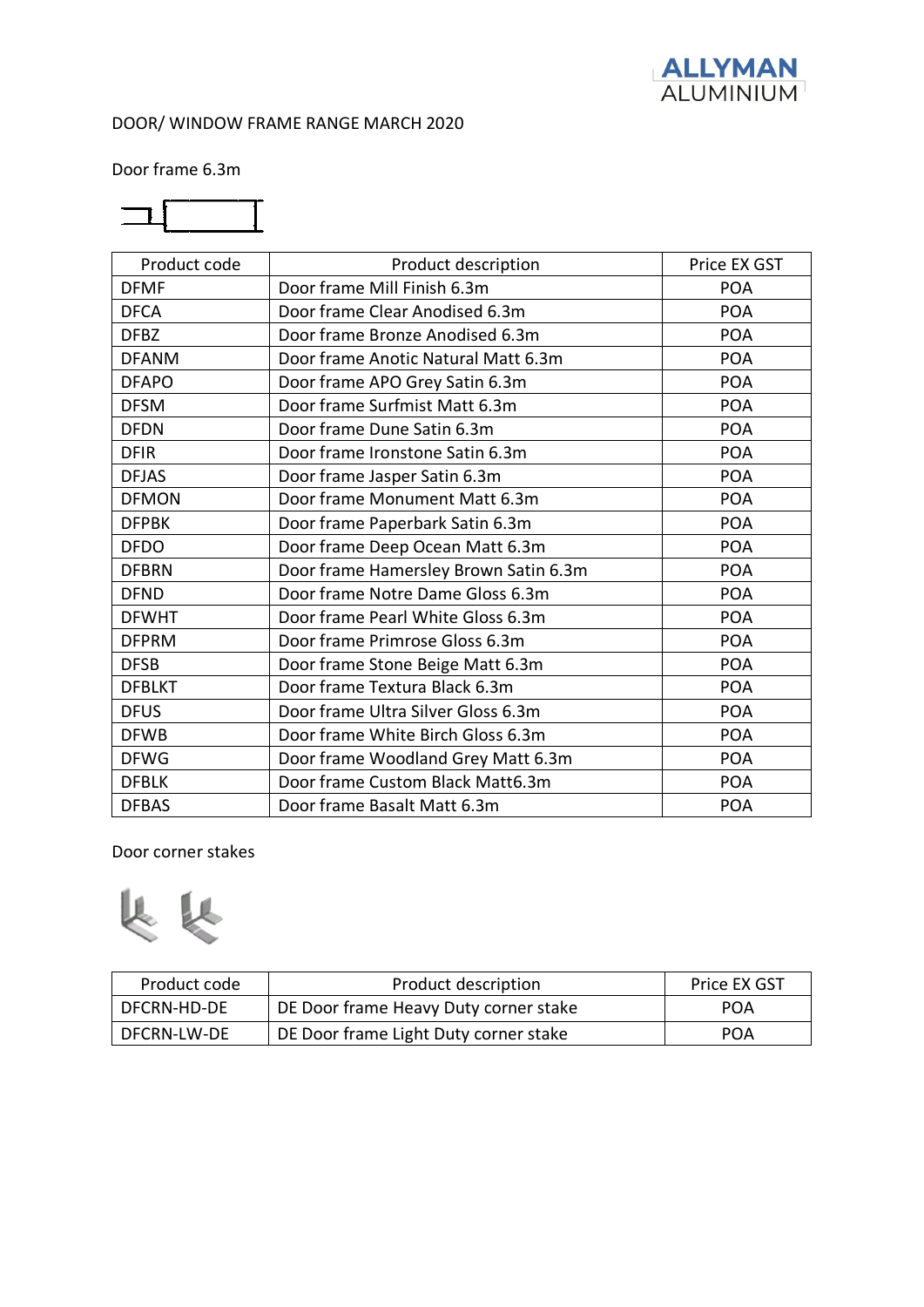ALLYMAN ALUMINIUM

DOOR/ WINDOW FRAME RANGE MARCH 2020

Door frame 6.3m

| Product code | Product description | Price EX GST |
|---|---|---|
| DFMF | Door frame Mill Finish 6.3m | POA |
| DFCA | Door frame Clear Anodised 6.3m | POA |
| DFBZ | Door frame Bronze Anodised 6.3m | POA |
| DFANM | Door frame Anotic Natural Matt 6.3m | POA |
| DFAPO | Door frame APO Grey Satin 6.3m | POA |
| DFSM | Door frame Surfmist Matt 6.3m | POA |
| DFDN | Door frame Dune Satin 6.3m | POA |
| DFIR | Door frame Ironstone Satin 6.3m | POA |
| DFJAS | Door frame Jasper Satin 6.3m | POA |
| DFMON | Door frame Monument Matt 6.3m | POA |
| DFPBK | Door frame Paperbark Satin 6.3m | POA |
| DFDO | Door frame Deep Ocean Matt 6.3m | POA |
| DFBRN | Door frame Hamersley Brown Satin 6.3m | POA |
| DFND | Door frame Notre Dame Gloss 6.3m | POA |
| DFWHT | Door frame Pearl White Gloss 6.3m | POA |
| DFPRM | Door frame Primrose Gloss 6.3m | POA |
| DFSB | Door frame Stone Beige Matt 6.3m | POA |
| DFBLKT | Door frame Textura Black 6.3m | POA |
| DFUS | Door frame Ultra Silver Gloss 6.3m | POA |
| DFWB | Door frame White Birch Gloss 6.3m | POA |
| DFWG | Door frame Woodland Grey Matt 6.3m | POA |
| DFBLK | Door frame Custom Black Matt6.3m | POA |
| DFBAS | Door frame Basalt Matt 6.3m | POA |

Door corner stakes

| Product code | Product description | Price EX GST |
|---|---|---|
| DFCRN-HD-DE | DE Door frame Heavy Duty corner stake | POA |
| DFCRN-LW-DE | DE Door frame Light Duty corner stake | POA |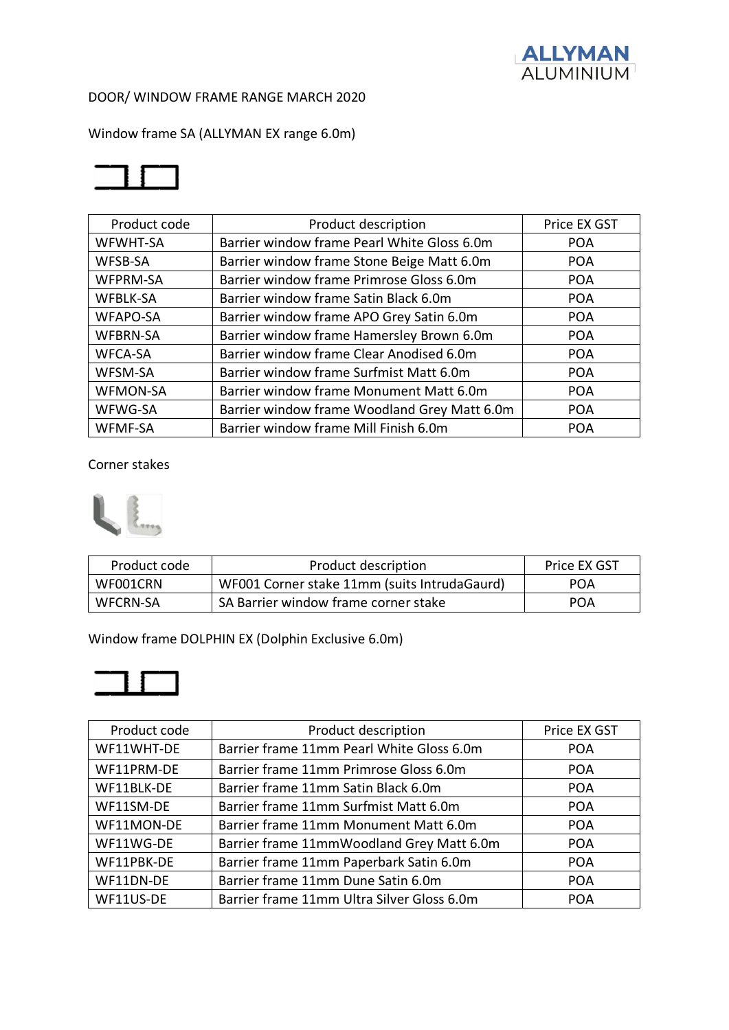ALLYMAN ALUMINIUM

DOOR/ WINDOW FRAME RANGE MARCH 2020

Window frame SA (ALLYMAN EX range 6.0m)

| Product code | Product description | Price EX GST |
|---|---|---|
| WFWHT-SA | Barrier window frame Pearl White Gloss 6.0m | POA |
| WFSB-SA | Barrier window frame Stone Beige Matt 6.0m | POA |
| WFPRM-SA | Barrier window frame Primrose Gloss 6.0m | POA |
| WFBLK-SA | Barrier window frame Satin Black 6.0m | POA |
| WFAPO-SA | Barrier window frame APO Grey Satin 6.0m | POA |
| WFBRN-SA | Barrier window frame Hamersley Brown 6.0m | POA |
| WFCA-SA | Barrier window frame Clear Anodised 6.0m | POA |
| WFSM-SA | Barrier window frame Surfmist Matt 6.0m | POA |
| WFMON-SA | Barrier window frame Monument Matt 6.0m | POA |
| WFWG-SA | Barrier window frame Woodland Grey Matt 6.0m | POA |
| WFMF-SA | Barrier window frame Mill Finish 6.0m | POA |

Corner stakes

| Product code | Product description | Price EX GST |
|---|---|---|
| WF001CRN | WF001 Corner stake 11mm (suits IntrudaGaurd) | POA |
| WFCRN-SA | SA Barrier window frame corner stake | POA |

Window frame DOLPHIN EX (Dolphin Exclusive 6.0m)

| Product code | Product description | Price EX GST |
|---|---|---|
| WF11WHT-DE | Barrier frame 11mm Pearl White Gloss 6.0m | POA |
| WF11PRM-DE | Barrier frame 11mm Primrose Gloss 6.0m | POA |
| WF11BLK-DE | Barrier frame 11mm Satin Black 6.0m | POA |
| WF11SM-DE | Barrier frame 11mm Surfmist Matt 6.0m | POA |
| WF11MON-DE | Barrier frame 11mm Monument Matt 6.0m | POA |
| WF11WG-DE | Barrier frame 11mmWoodland Grey Matt 6.0m | POA |
| WF11PBK-DE | Barrier frame 11mm Paperbark Satin 6.0m | POA |
| WF11DN-DE | Barrier frame 11mm Dune Satin 6.0m | POA |
| WF11US-DE | Barrier frame 11mm Ultra Silver Gloss 6.0m | POA |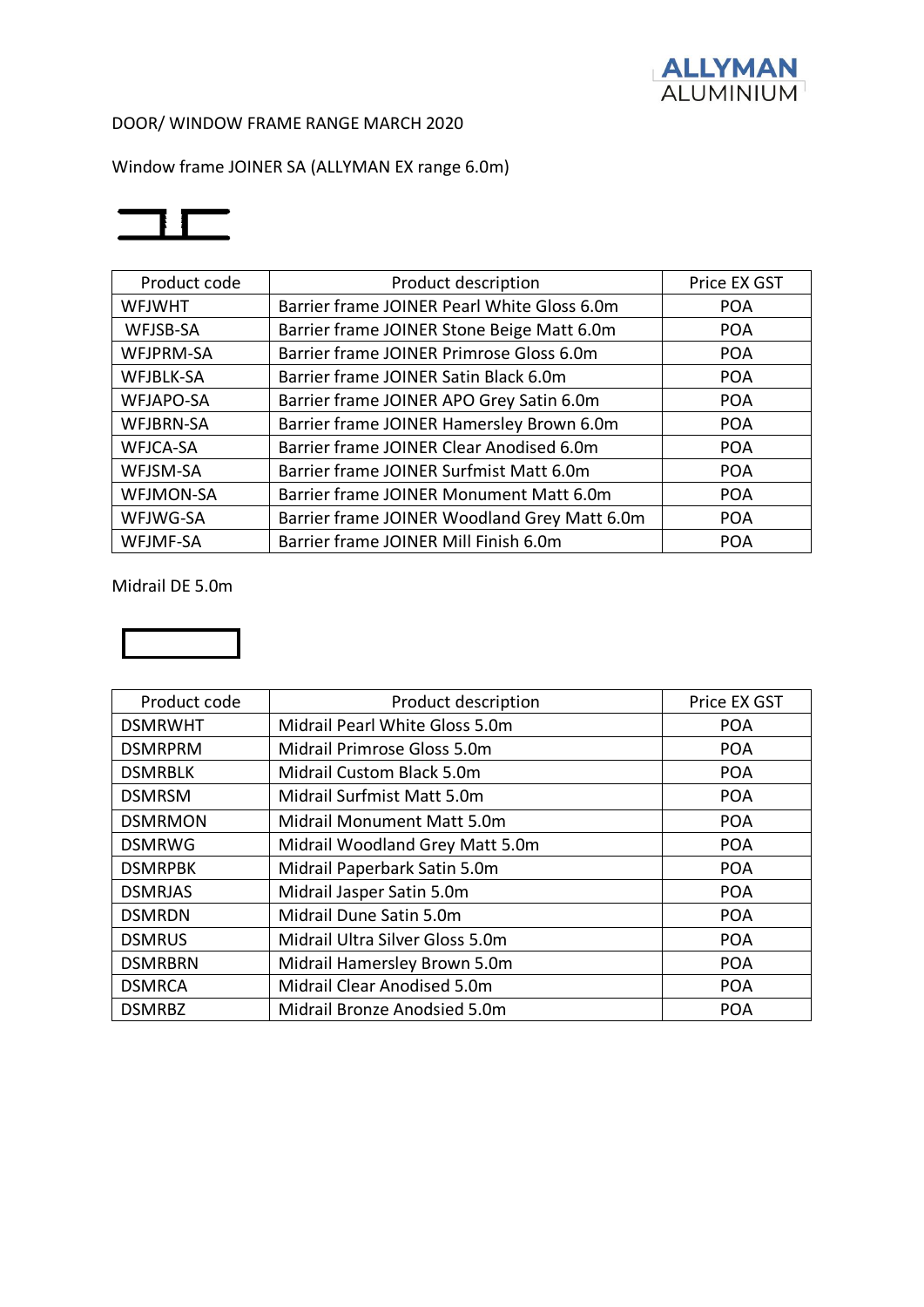DOOR/ WINDOW FRAME RANGE MARCH 2020

Window frame JOINER SA (ALLYMAN EX range 6.0m)

| Product code | Product description | Price EX GST |
|---|---|---|
| WFJWHT | Barrier frame JOINER Pearl White Gloss 6.0m | POA |
| WFJSB-SA | Barrier frame JOINER Stone Beige Matt 6.0m | POA |
| WFJPRM-SA | Barrier frame JOINER Primrose Gloss 6.0m | POA |
| WFJBLK-SA | Barrier frame JOINER Satin Black 6.0m | POA |
| WFJAPO-SA | Barrier frame JOINER APO Grey Satin 6.0m | POA |
| WFJBRN-SA | Barrier frame JOINER Hamersley Brown 6.0m | POA |
| WFJCA-SA | Barrier frame JOINER Clear Anodised 6.0m | POA |
| WFJSM-SA | Barrier frame JOINER Surfmist Matt 6.0m | POA |
| WFJMON-SA | Barrier frame JOINER Monument Matt 6.0m | POA |
| WFJWG-SA | Barrier frame JOINER Woodland Grey Matt 6.0m | POA |
| WFJMF-SA | Barrier frame JOINER Mill Finish 6.0m | POA |

Midrail DE 5.0m

| Product code | Product description | Price EX GST |
|---|---|---|
| DSMRWHT | Midrail Pearl White Gloss 5.0m | POA |
| DSMRPRM | Midrail Primrose Gloss 5.0m | POA |
| DSMRBLK | Midrail Custom Black 5.0m | POA |
| DSMRSM | Midrail Surfmist Matt 5.0m | POA |
| DSMRMON | Midrail Monument Matt 5.0m | POA |
| DSMRWG | Midrail Woodland Grey Matt 5.0m | POA |
| DSMRPBK | Midrail Paperbark Satin 5.0m | POA |
| DSMRJAS | Midrail Jasper Satin 5.0m | POA |
| DSMRDN | Midrail Dune Satin 5.0m | POA |
| DSMRUS | Midrail Ultra Silver Gloss 5.0m | POA |
| DSMRBRN | Midrail Hamersley Brown 5.0m | POA |
| DSMRCA | Midrail Clear Anodised 5.0m | POA |
| DSMRBZ | Midrail Bronze Anodsied 5.0m | POA |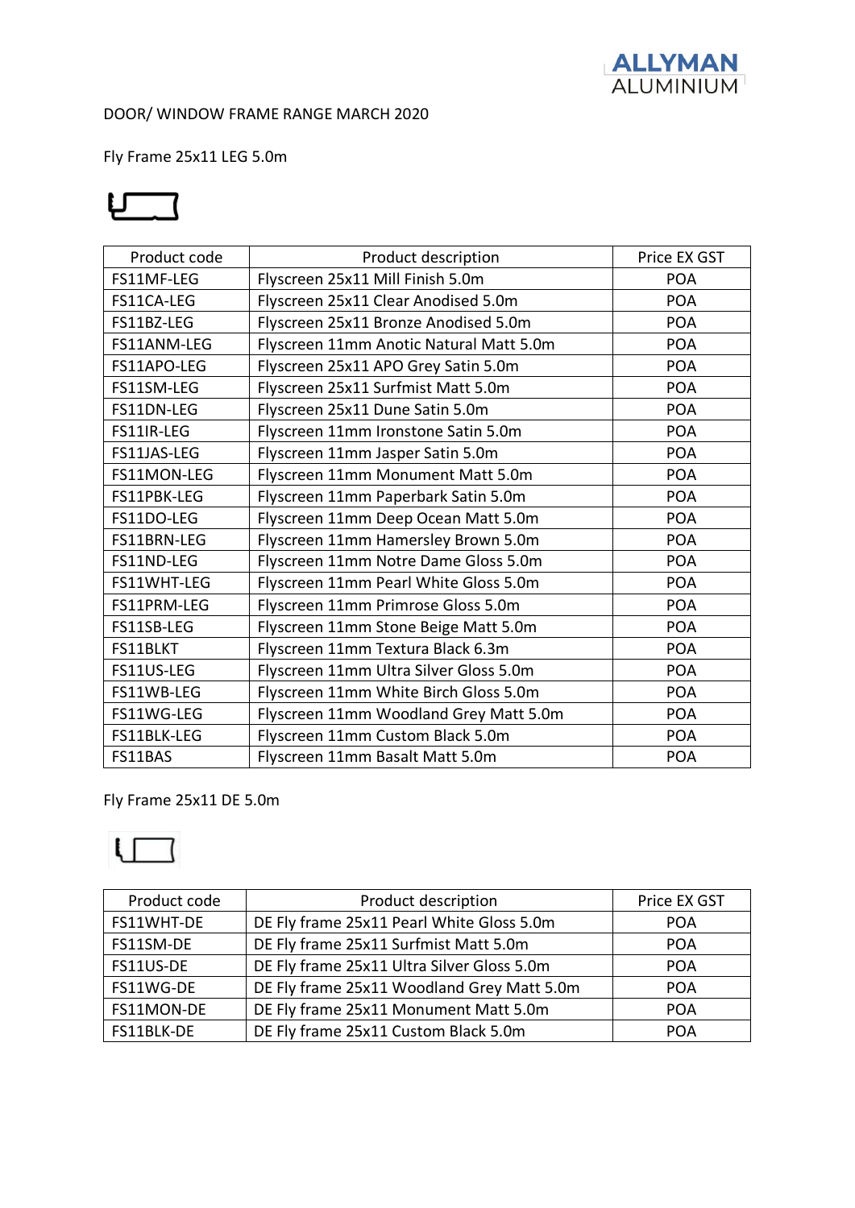DOOR/ WINDOW FRAME RANGE MARCH 2020

Fly Frame 25x11 LEG 5.0m

| Product code | Product description | Price EX GST |
|---|---|---|
| FS11MF-LEG | Flyscreen 25x11 Mill Finish 5.0m | POA |
| FS11CA-LEG | Flyscreen 25x11 Clear Anodised 5.0m | POA |
| FS11BZ-LEG | Flyscreen 25x11 Bronze Anodised 5.0m | POA |
| FS11ANM-LEG | Flyscreen 11mm Anotic Natural Matt 5.0m | POA |
| FS11APO-LEG | Flyscreen 25x11 APO Grey Satin 5.0m | POA |
| FS11SM-LEG | Flyscreen 25x11 Surfmist Matt 5.0m | POA |
| FS11DN-LEG | Flyscreen 25x11 Dune Satin 5.0m | POA |
| FS11IR-LEG | Flyscreen 11mm Ironstone Satin 5.0m | POA |
| FS11JAS-LEG | Flyscreen 11mm Jasper Satin 5.0m | POA |
| FS11MON-LEG | Flyscreen 11mm Monument Matt 5.0m | POA |
| FS11PBK-LEG | Flyscreen 11mm Paperbark Satin 5.0m | POA |
| FS11DO-LEG | Flyscreen 11mm Deep Ocean Matt 5.0m | POA |
| FS11BRN-LEG | Flyscreen 11mm Hamersley Brown 5.0m | POA |
| FS11ND-LEG | Flyscreen 11mm Notre Dame Gloss 5.0m | POA |
| FS11WHT-LEG | Flyscreen 11mm Pearl White Gloss 5.0m | POA |
| FS11PRM-LEG | Flyscreen 11mm Primrose Gloss 5.0m | POA |
| FS11SB-LEG | Flyscreen 11mm Stone Beige Matt 5.0m | POA |
| FS11BLKT | Flyscreen 11mm Textura Black 6.3m | POA |
| FS11US-LEG | Flyscreen 11mm Ultra Silver Gloss 5.0m | POA |
| FS11WB-LEG | Flyscreen 11mm White Birch Gloss 5.0m | POA |
| FS11WG-LEG | Flyscreen 11mm Woodland Grey Matt 5.0m | POA |
| FS11BLK-LEG | Flyscreen 11mm Custom Black 5.0m | POA |
| FS11BAS | Flyscreen 11mm Basalt Matt 5.0m | POA |

Fly Frame 25x11 DE 5.0m

| Product code | Product description | Price EX GST |
|---|---|---|
| FS11WHT-DE | DE Fly frame 25x11 Pearl White Gloss 5.0m | POA |
| FS11SM-DE | DE Fly frame 25x11 Surfmist Matt 5.0m | POA |
| FS11US-DE | DE Fly frame 25x11 Ultra Silver Gloss 5.0m | POA |
| FS11WG-DE | DE Fly frame 25x11 Woodland Grey Matt 5.0m | POA |
| FS11MON-DE | DE Fly frame 25x11 Monument Matt 5.0m | POA |
| FS11BLK-DE | DE Fly frame 25x11 Custom Black 5.0m | POA |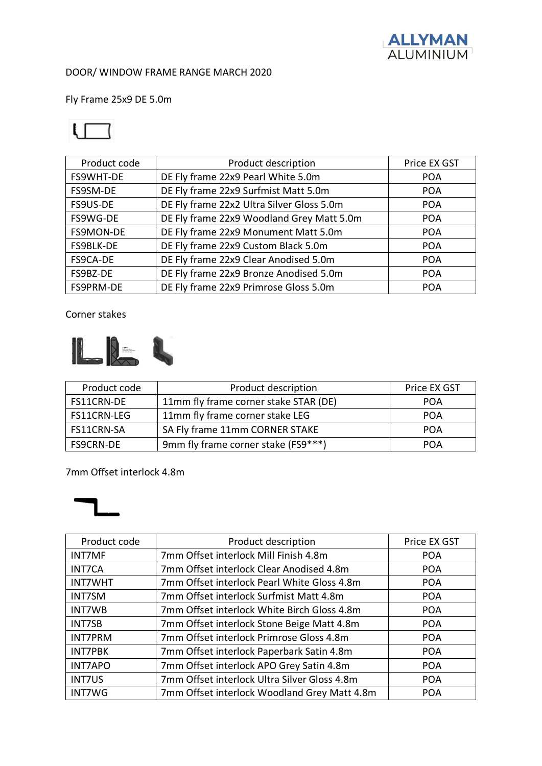DOOR/ WINDOW FRAME RANGE MARCH 2020

Fly Frame 25x9 DE 5.0m

| Product code | Product description | Price EX GST |
|---|---|---|
| FS9WHT-DE | DE Fly frame 22x9 Pearl White 5.0m | POA |
| FS9SM-DE | DE Fly frame 22x9 Surfmist Matt 5.0m | POA |
| FS9US-DE | DE Fly frame 22x2 Ultra Silver Gloss 5.0m | POA |
| FS9WG-DE | DE Fly frame 22x9 Woodland Grey Matt 5.0m | POA |
| FS9MON-DE | DE Fly frame 22x9 Monument Matt 5.0m | POA |
| FS9BLK-DE | DE Fly frame 22x9 Custom Black 5.0m | POA |
| FS9CA-DE | DE Fly frame 22x9 Clear Anodised 5.0m | POA |
| FS9BZ-DE | DE Fly frame 22x9 Bronze Anodised 5.0m | POA |
| FS9PRM-DE | DE Fly frame 22x9 Primrose Gloss 5.0m | POA |

Corner stakes

| Product code | Product description | Price EX GST |
|---|---|---|
| FS11CRN-DE | 11mm fly frame corner stake STAR (DE) | POA |
| FS11CRN-LEG | 11mm fly frame corner stake LEG | POA |
| FS11CRN-SA | SA Fly frame 11mm CORNER STAKE | POA |
| FS9CRN-DE | 9mm fly frame corner stake (FS9***) | POA |

7mm Offset interlock 4.8m

| Product code | Product description | Price EX GST |
|---|---|---|
| INT7MF | 7mm Offset interlock Mill Finish 4.8m | POA |
| INT7CA | 7mm Offset interlock Clear Anodised 4.8m | POA |
| INT7WHT | 7mm Offset interlock Pearl White Gloss 4.8m | POA |
| INT7SM | 7mm Offset interlock Surfmist Matt 4.8m | POA |
| INT7WB | 7mm Offset interlock White Birch Gloss 4.8m | POA |
| INT7SB | 7mm Offset interlock Stone Beige Matt 4.8m | POA |
| INT7PRM | 7mm Offset interlock Primrose Gloss 4.8m | POA |
| INT7PBK | 7mm Offset interlock Paperbark Satin 4.8m | POA |
| INT7APO | 7mm Offset interlock APO Grey Satin 4.8m | POA |
| INT7US | 7mm Offset interlock Ultra Silver Gloss 4.8m | POA |
| INT7WG | 7mm Offset interlock Woodland Grey Matt 4.8m | POA |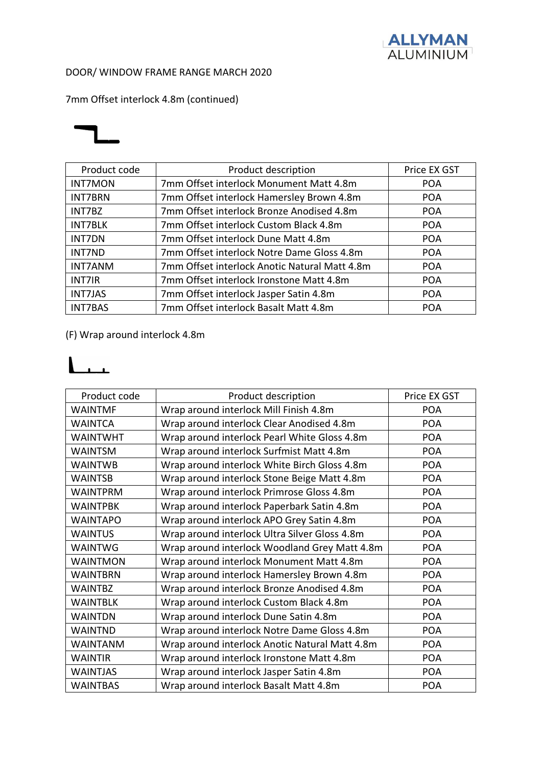DOOR/ WINDOW FRAME RANGE MARCH 2020

7mm Offset interlock 4.8m (continued)

| Product code | Product description | Price EX GST |
| --- | --- | --- |
| INT7MON | 7mm Offset interlock Monument Matt 4.8m | POA |
| INT7BRN | 7mm Offset interlock Hamersley Brown 4.8m | POA |
| INT7BZ | 7mm Offset interlock Bronze Anodised 4.8m | POA |
| INT7BLK | 7mm Offset interlock Custom Black 4.8m | POA |
| INT7DN | 7mm Offset interlock Dune Matt 4.8m | POA |
| INT7ND | 7mm Offset interlock Notre Dame Gloss 4.8m | POA |
| INT7ANM | 7mm Offset interlock Anotic Natural Matt 4.8m | POA |
| INT7IR | 7mm Offset interlock Ironstone Matt 4.8m | POA |
| INT7JAS | 7mm Offset interlock Jasper Satin 4.8m | POA |
| INT7BAS | 7mm Offset interlock Basalt Matt 4.8m | POA |

(F) Wrap around interlock 4.8m

| Product code | Product description | Price EX GST |
| --- | --- | --- |
| WAINTMF | Wrap around interlock Mill Finish 4.8m | POA |
| WAINTCA | Wrap around interlock Clear Anodised 4.8m | POA |
| WAINTWHT | Wrap around interlock Pearl White Gloss 4.8m | POA |
| WAINTSM | Wrap around interlock Surfmist Matt 4.8m | POA |
| WAINTWB | Wrap around interlock White Birch Gloss 4.8m | POA |
| WAINTSB | Wrap around interlock Stone Beige Matt 4.8m | POA |
| WAINTPRM | Wrap around interlock Primrose Gloss 4.8m | POA |
| WAINTPBK | Wrap around interlock Paperbark Satin 4.8m | POA |
| WAINTAPO | Wrap around interlock APO Grey Satin 4.8m | POA |
| WAINTUS | Wrap around interlock Ultra Silver Gloss 4.8m | POA |
| WAINTWG | Wrap around interlock Woodland Grey Matt 4.8m | POA |
| WAINTMON | Wrap around interlock Monument Matt 4.8m | POA |
| WAINTBRN | Wrap around interlock Hamersley Brown 4.8m | POA |
| WAINTBZ | Wrap around interlock Bronze Anodised 4.8m | POA |
| WAINTBLK | Wrap around interlock Custom Black 4.8m | POA |
| WAINTDN | Wrap around interlock Dune Satin 4.8m | POA |
| WAINTND | Wrap around interlock Notre Dame Gloss 4.8m | POA |
| WAINTANM | Wrap around interlock Anotic Natural Matt 4.8m | POA |
| WAINTIR | Wrap around interlock Ironstone Matt 4.8m | POA |
| WAINTJAS | Wrap around interlock Jasper Satin 4.8m | POA |
| WAINTBAS | Wrap around interlock Basalt Matt 4.8m | POA |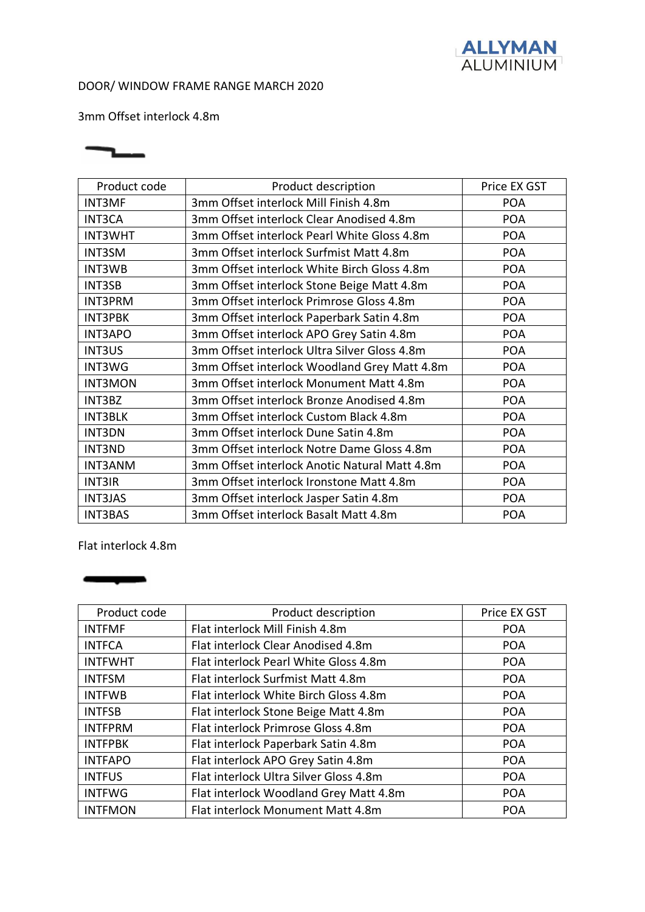DOOR/ WINDOW FRAME RANGE MARCH 2020

3mm Offset interlock 4.8m

| Product code | Product description | Price EX GST |
|---|---|---|
| INT3MF | 3mm Offset interlock Mill Finish 4.8m | POA |
| INT3CA | 3mm Offset interlock Clear Anodised 4.8m | POA |
| INT3WHT | 3mm Offset interlock Pearl White Gloss 4.8m | POA |
| INT3SM | 3mm Offset interlock Surfmist Matt 4.8m | POA |
| INT3WB | 3mm Offset interlock White Birch Gloss 4.8m | POA |
| INT3SB | 3mm Offset interlock Stone Beige Matt 4.8m | POA |
| INT3PRM | 3mm Offset interlock Primrose Gloss 4.8m | POA |
| INT3PBK | 3mm Offset interlock Paperbark Satin 4.8m | POA |
| INT3APO | 3mm Offset interlock APO Grey Satin 4.8m | POA |
| INT3US | 3mm Offset interlock Ultra Silver Gloss 4.8m | POA |
| INT3WG | 3mm Offset interlock Woodland Grey Matt 4.8m | POA |
| INT3MON | 3mm Offset interlock Monument Matt 4.8m | POA |
| INT3BZ | 3mm Offset interlock Bronze Anodised 4.8m | POA |
| INT3BLK | 3mm Offset interlock Custom Black 4.8m | POA |
| INT3DN | 3mm Offset interlock Dune Satin 4.8m | POA |
| INT3ND | 3mm Offset interlock Notre Dame Gloss 4.8m | POA |
| INT3ANM | 3mm Offset interlock Anotic Natural Matt 4.8m | POA |
| INT3IR | 3mm Offset interlock Ironstone Matt 4.8m | POA |
| INT3JAS | 3mm Offset interlock Jasper Satin 4.8m | POA |
| INT3BAS | 3mm Offset interlock Basalt Matt 4.8m | POA |

Flat interlock 4.8m

| Product code | Product description | Price EX GST |
|---|---|---|
| INTFMF | Flat interlock Mill Finish 4.8m | POA |
| INTFCA | Flat interlock Clear Anodised 4.8m | POA |
| INTFWHT | Flat interlock Pearl White Gloss 4.8m | POA |
| INTFSM | Flat interlock Surfmist Matt 4.8m | POA |
| INTFWB | Flat interlock White Birch Gloss 4.8m | POA |
| INTFSB | Flat interlock Stone Beige Matt 4.8m | POA |
| INTFPRM | Flat interlock Primrose Gloss 4.8m | POA |
| INTFPBK | Flat interlock Paperbark Satin 4.8m | POA |
| INTFAPO | Flat interlock APO Grey Satin 4.8m | POA |
| INTFUS | Flat interlock Ultra Silver Gloss 4.8m | POA |
| INTFWG | Flat interlock Woodland Grey Matt 4.8m | POA |
| INTFMON | Flat interlock Monument Matt 4.8m | POA |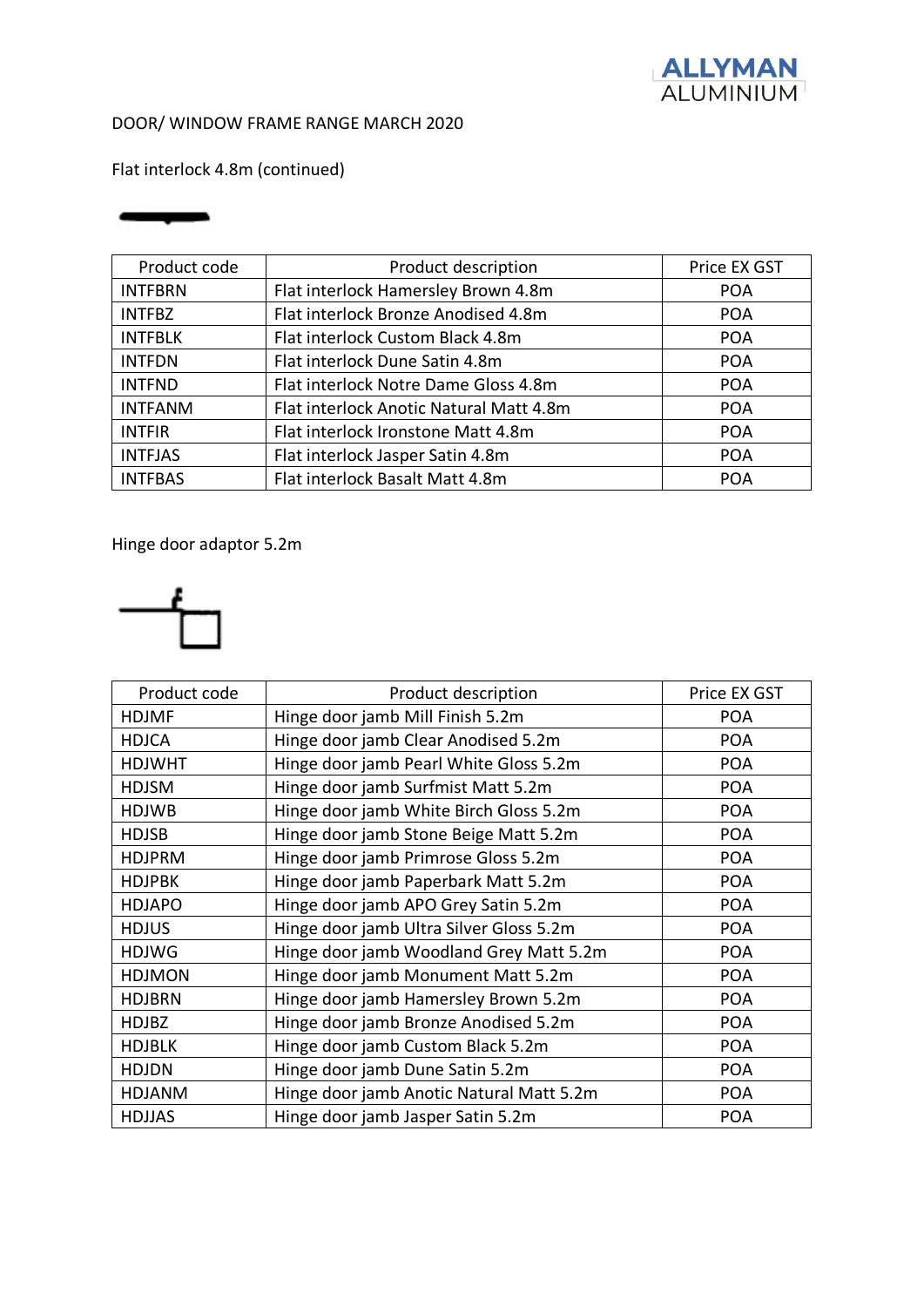DOOR/ WINDOW FRAME RANGE MARCH 2020

Flat interlock 4.8m (continued)

| Product code | Product description | Price EX GST |
| --- | --- | --- |
| INTFBRN | Flat interlock Hamersley Brown 4.8m | POA |
| INTFBZ | Flat interlock Bronze Anodised 4.8m | POA |
| INTFBLK | Flat interlock Custom Black 4.8m | POA |
| INTFDN | Flat interlock Dune Satin 4.8m | POA |
| INTFND | Flat interlock Notre Dame Gloss 4.8m | POA |
| INTFANM | Flat interlock Anotic Natural Matt 4.8m | POA |
| INTFIR | Flat interlock Ironstone Matt 4.8m | POA |
| INTFJAS | Flat interlock Jasper Satin 4.8m | POA |
| INTFBAS | Flat interlock Basalt Matt 4.8m | POA |

Hinge door adaptor 5.2m

| Product code | Product description | Price EX GST |
| --- | --- | --- |
| HDJMF | Hinge door jamb Mill Finish 5.2m | POA |
| HDJCA | Hinge door jamb Clear Anodised 5.2m | POA |
| HDJWHT | Hinge door jamb Pearl White Gloss 5.2m | POA |
| HDJSM | Hinge door jamb Surfmist Matt 5.2m | POA |
| HDJWB | Hinge door jamb White Birch Gloss 5.2m | POA |
| HDJSB | Hinge door jamb Stone Beige Matt 5.2m | POA |
| HDJPRM | Hinge door jamb Primrose Gloss 5.2m | POA |
| HDJPBK | Hinge door jamb Paperbark Matt 5.2m | POA |
| HDJAPO | Hinge door jamb APO Grey Satin 5.2m | POA |
| HDJUS | Hinge door jamb Ultra Silver Gloss 5.2m | POA |
| HDJWG | Hinge door jamb Woodland Grey Matt 5.2m | POA |
| HDJMON | Hinge door jamb Monument Matt 5.2m | POA |
| HDJBRN | Hinge door jamb Hamersley Brown 5.2m | POA |
| HDJBZ | Hinge door jamb Bronze Anodised 5.2m | POA |
| HDJBLK | Hinge door jamb Custom Black 5.2m | POA |
| HDJDN | Hinge door jamb Dune Satin 5.2m | POA |
| HDJANM | Hinge door jamb Anotic Natural Matt 5.2m | POA |
| HDJJAS | Hinge door jamb Jasper Satin 5.2m | POA |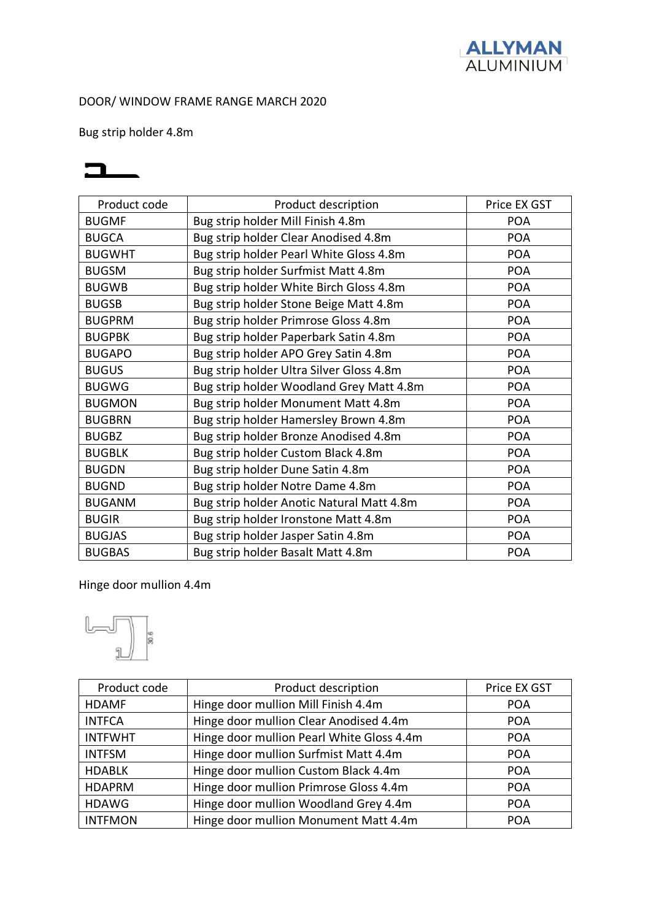DOOR/ WINDOW FRAME RANGE MARCH 2020

Bug strip holder 4.8m

| Product code | Product description | Price EX GST |
|---|---|---|
| BUGMF | Bug strip holder Mill Finish 4.8m | POA |
| BUGCA | Bug strip holder Clear Anodised 4.8m | POA |
| BUGWHT | Bug strip holder Pearl White Gloss 4.8m | POA |
| BUGSM | Bug strip holder Surfmist Matt 4.8m | POA |
| BUGWB | Bug strip holder White Birch Gloss 4.8m | POA |
| BUGSB | Bug strip holder Stone Beige Matt 4.8m | POA |
| BUGPRM | Bug strip holder Primrose Gloss 4.8m | POA |
| BUGPBK | Bug strip holder Paperbark Satin 4.8m | POA |
| BUGAPO | Bug strip holder APO Grey Satin 4.8m | POA |
| BUGUS | Bug strip holder Ultra Silver Gloss 4.8m | POA |
| BUGWG | Bug strip holder Woodland Grey Matt 4.8m | POA |
| BUGMON | Bug strip holder Monument Matt 4.8m | POA |
| BUGBRN | Bug strip holder Hamersley Brown 4.8m | POA |
| BUGBZ | Bug strip holder Bronze Anodised 4.8m | POA |
| BUGBLK | Bug strip holder Custom Black 4.8m | POA |
| BUGDN | Bug strip holder Dune Satin 4.8m | POA |
| BUGND | Bug strip holder Notre Dame 4.8m | POA |
| BUGANM | Bug strip holder Anotic Natural Matt 4.8m | POA |
| BUGIR | Bug strip holder Ironstone Matt 4.8m | POA |
| BUGJAS | Bug strip holder Jasper Satin 4.8m | POA |
| BUGBAS | Bug strip holder Basalt Matt 4.8m | POA |

Hinge door mullion 4.4m

| Product code | Product description | Price EX GST |
|---|---|---|
| HDAMF | Hinge door mullion Mill Finish 4.4m | POA |
| INTFCA | Hinge door mullion Clear Anodised 4.4m | POA |
| INTFWHT | Hinge door mullion Pearl White Gloss 4.4m | POA |
| INTFSM | Hinge door mullion Surfmist Matt 4.4m | POA |
| HDABLK | Hinge door mullion Custom Black 4.4m | POA |
| HDAPRM | Hinge door mullion Primrose Gloss 4.4m | POA |
| HDAWG | Hinge door mullion Woodland Grey 4.4m | POA |
| INTFMON | Hinge door mullion Monument Matt 4.4m | POA |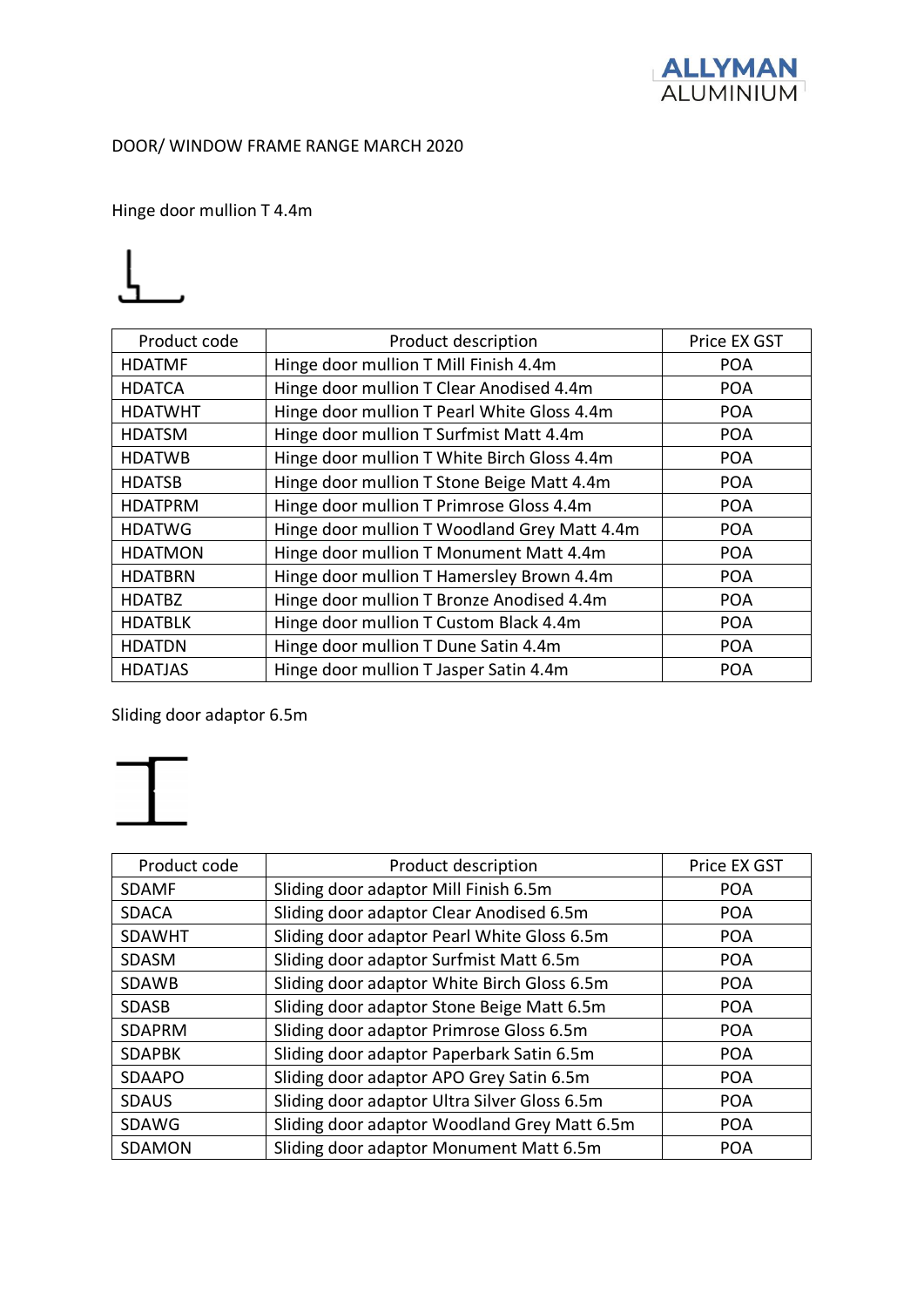DOOR/ WINDOW FRAME RANGE MARCH 2020

Hinge door mullion T 4.4m

| Product code | Product description | Price EX GST |
|---|---|---|
| HDATMF | Hinge door mullion T Mill Finish 4.4m | POA |
| HDATCA | Hinge door mullion T Clear Anodised 4.4m | POA |
| HDATWHT | Hinge door mullion T Pearl White Gloss 4.4m | POA |
| HDATSM | Hinge door mullion T Surfmist Matt 4.4m | POA |
| HDATWB | Hinge door mullion T White Birch Gloss 4.4m | POA |
| HDATSB | Hinge door mullion T Stone Beige Matt 4.4m | POA |
| HDATPRM | Hinge door mullion T Primrose Gloss 4.4m | POA |
| HDATWG | Hinge door mullion T Woodland Grey Matt 4.4m | POA |
| HDATMON | Hinge door mullion T Monument Matt 4.4m | POA |
| HDATBRN | Hinge door mullion T Hamersley Brown 4.4m | POA |
| HDATBZ | Hinge door mullion T Bronze Anodised 4.4m | POA |
| HDATBLK | Hinge door mullion T Custom Black 4.4m | POA |
| HDATDN | Hinge door mullion T Dune Satin 4.4m | POA |
| HDATJAS | Hinge door mullion T Jasper Satin 4.4m | POA |

Sliding door adaptor 6.5m

| Product code | Product description | Price EX GST |
|---|---|---|
| SDAMF | Sliding door adaptor Mill Finish 6.5m | POA |
| SDACA | Sliding door adaptor Clear Anodised 6.5m | POA |
| SDAWHT | Sliding door adaptor Pearl White Gloss 6.5m | POA |
| SDASM | Sliding door adaptor Surfmist Matt 6.5m | POA |
| SDAWB | Sliding door adaptor White Birch Gloss 6.5m | POA |
| SDASB | Sliding door adaptor Stone Beige Matt 6.5m | POA |
| SDAPRM | Sliding door adaptor Primrose Gloss 6.5m | POA |
| SDAPBK | Sliding door adaptor Paperbark Satin 6.5m | POA |
| SDAAPO | Sliding door adaptor APO Grey Satin 6.5m | POA |
| SDAUS | Sliding door adaptor Ultra Silver Gloss 6.5m | POA |
| SDAWG | Sliding door adaptor Woodland Grey Matt 6.5m | POA |
| SDAMON | Sliding door adaptor Monument Matt 6.5m | POA |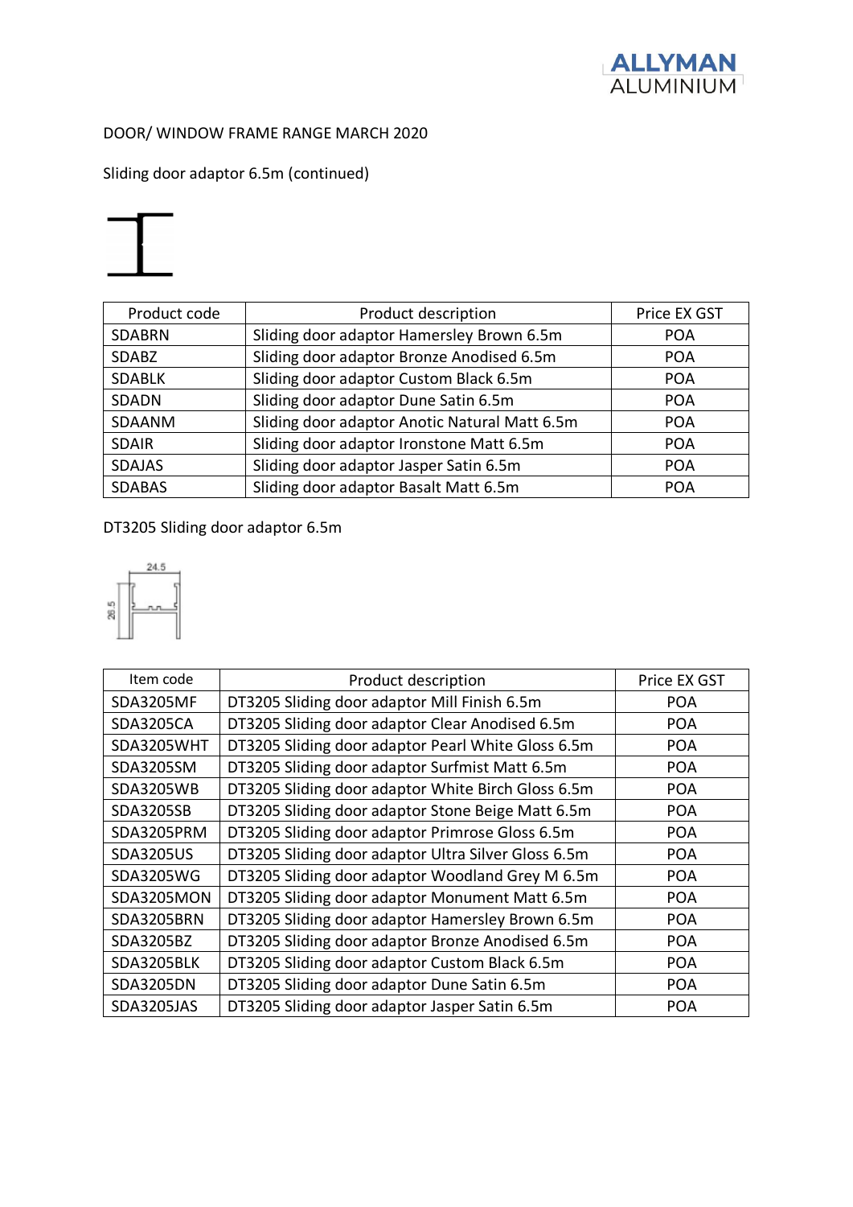DOOR/ WINDOW FRAME RANGE MARCH 2020

Sliding door adaptor 6.5m (continued)

| Product code | Product description | Price EX GST |
|---|---|---|
| SDABRN | Sliding door adaptor Hamersley Brown 6.5m | POA |
| SDABZ | Sliding door adaptor Bronze Anodised 6.5m | POA |
| SDABLK | Sliding door adaptor Custom Black 6.5m | POA |
| SDADN | Sliding door adaptor Dune Satin 6.5m | POA |
| SDAANM | Sliding door adaptor Anotic Natural Matt 6.5m | POA |
| SDAIR | Sliding door adaptor Ironstone Matt 6.5m | POA |
| SDAJAS | Sliding door adaptor Jasper Satin 6.5m | POA |
| SDABAS | Sliding door adaptor Basalt Matt 6.5m | POA |

DT3205 Sliding door adaptor 6.5m

| Item code | Product description | Price EX GST |
|---|---|---|
| SDA3205MF | DT3205 Sliding door adaptor Mill Finish 6.5m | POA |
| SDA3205CA | DT3205 Sliding door adaptor Clear Anodised 6.5m | POA |
| SDA3205WHT | DT3205 Sliding door adaptor Pearl White Gloss 6.5m | POA |
| SDA3205SM | DT3205 Sliding door adaptor Surfmist Matt 6.5m | POA |
| SDA3205WB | DT3205 Sliding door adaptor White Birch Gloss 6.5m | POA |
| SDA3205SB | DT3205 Sliding door adaptor Stone Beige Matt 6.5m | POA |
| SDA3205PRM | DT3205 Sliding door adaptor Primrose Gloss 6.5m | POA |
| SDA3205US | DT3205 Sliding door adaptor Ultra Silver Gloss 6.5m | POA |
| SDA3205WG | DT3205 Sliding door adaptor Woodland Grey M 6.5m | POA |
| SDA3205MON | DT3205 Sliding door adaptor Monument Matt 6.5m | POA |
| SDA3205BRN | DT3205 Sliding door adaptor Hamersley Brown 6.5m | POA |
| SDA3205BZ | DT3205 Sliding door adaptor Bronze Anodised 6.5m | POA |
| SDA3205BLK | DT3205 Sliding door adaptor Custom Black 6.5m | POA |
| SDA3205DN | DT3205 Sliding door adaptor Dune Satin 6.5m | POA |
| SDA3205JAS | DT3205 Sliding door adaptor Jasper Satin 6.5m | POA |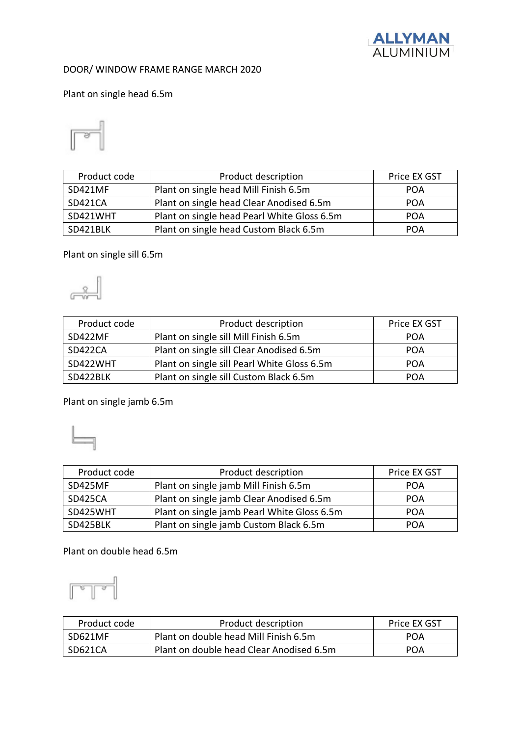DOOR/ WINDOW FRAME RANGE MARCH 2020

Plant on single head 6.5m

| Product code | Product description | Price EX GST |
|---|---|---|
| SD421MF | Plant on single head Mill Finish 6.5m | POA |
| SD421CA | Plant on single head Clear Anodised 6.5m | POA |
| SD421WHT | Plant on single head Pearl White Gloss 6.5m | POA |
| SD421BLK | Plant on single head Custom Black 6.5m | POA |

Plant on single sill 6.5m

| Product code | Product description | Price EX GST |
|---|---|---|
| SD422MF | Plant on single sill Mill Finish 6.5m | POA |
| SD422CA | Plant on single sill Clear Anodised 6.5m | POA |
| SD422WHT | Plant on single sill Pearl White Gloss 6.5m | POA |
| SD422BLK | Plant on single sill Custom Black 6.5m | POA |

Plant on single jamb 6.5m

| Product code | Product description | Price EX GST |
|---|---|---|
| SD425MF | Plant on single jamb Mill Finish 6.5m | POA |
| SD425CA | Plant on single jamb Clear Anodised 6.5m | POA |
| SD425WHT | Plant on single jamb Pearl White Gloss 6.5m | POA |
| SD425BLK | Plant on single jamb Custom Black 6.5m | POA |

Plant on double head 6.5m

| Product code | Product description | Price EX GST |
|---|---|---|
| SD621MF | Plant on double head Mill Finish 6.5m | POA |
| SD621CA | Plant on double head Clear Anodised 6.5m | POA |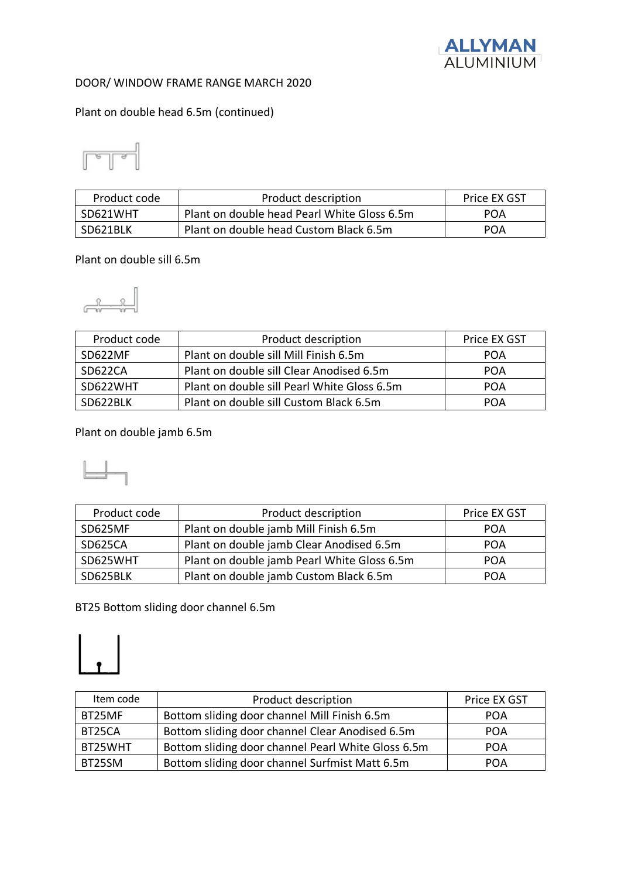DOOR/ WINDOW FRAME RANGE MARCH 2020

Plant on double head 6.5m (continued)

| Product code | Product description | Price EX GST |
| --- | --- | --- |
| SD621WHT | Plant on double head Pearl White Gloss 6.5m | POA |
| SD621BLK | Plant on double head Custom Black 6.5m | POA |

Plant on double sill 6.5m

| Product code | Product description | Price EX GST |
| --- | --- | --- |
| SD622MF | Plant on double sill Mill Finish 6.5m | POA |
| SD622CA | Plant on double sill Clear Anodised 6.5m | POA |
| SD622WHT | Plant on double sill Pearl White Gloss 6.5m | POA |
| SD622BLK | Plant on double sill Custom Black 6.5m | POA |

Plant on double jamb 6.5m

| Product code | Product description | Price EX GST |
| --- | --- | --- |
| SD625MF | Plant on double jamb Mill Finish 6.5m | POA |
| SD625CA | Plant on double jamb Clear Anodised 6.5m | POA |
| SD625WHT | Plant on double jamb Pearl White Gloss 6.5m | POA |
| SD625BLK | Plant on double jamb Custom Black 6.5m | POA |

BT25 Bottom sliding door channel 6.5m

| Item code | Product description | Price EX GST |
| --- | --- | --- |
| BT25MF | Bottom sliding door channel Mill Finish 6.5m | POA |
| BT25CA | Bottom sliding door channel Clear Anodised 6.5m | POA |
| BT25WHT | Bottom sliding door channel Pearl White Gloss 6.5m | POA |
| BT25SM | Bottom sliding door channel Surfmist Matt 6.5m | POA |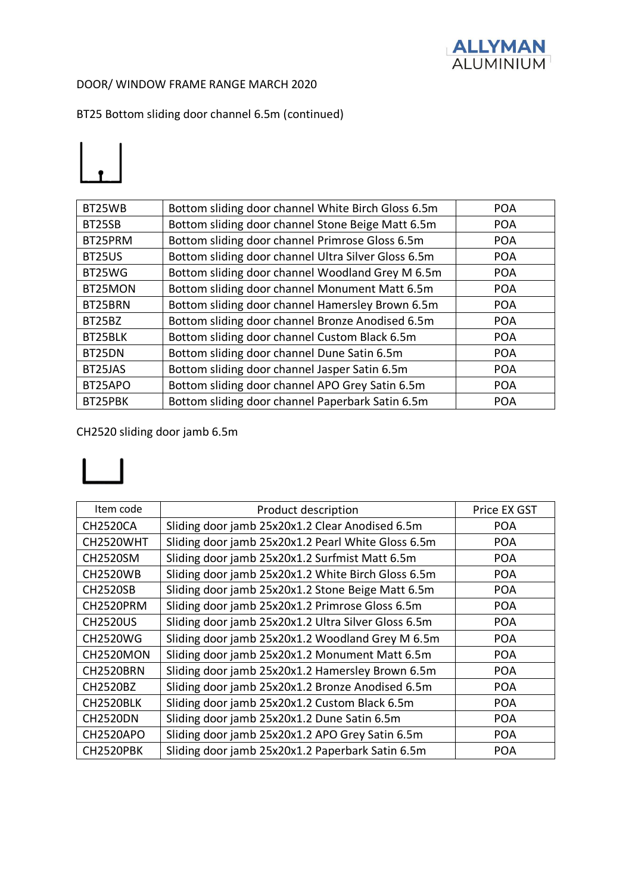DOOR/ WINDOW FRAME RANGE MARCH 2020

BT25 Bottom sliding door channel 6.5m (continued)

| BT25WB | Bottom sliding door channel White Birch Gloss 6.5m | POA |
|---|---|---|
| BT25SB | Bottom sliding door channel Stone Beige Matt 6.5m | POA |
| BT25PRM | Bottom sliding door channel Primrose Gloss 6.5m | POA |
| BT25US | Bottom sliding door channel Ultra Silver Gloss 6.5m | POA |
| BT25WG | Bottom sliding door channel Woodland Grey M 6.5m | POA |
| BT25MON | Bottom sliding door channel Monument Matt 6.5m | POA |
| BT25BRN | Bottom sliding door channel Hamersley Brown 6.5m | POA |
| BT25BZ | Bottom sliding door channel Bronze Anodised 6.5m | POA |
| BT25BLK | Bottom sliding door channel Custom Black 6.5m | POA |
| BT25DN | Bottom sliding door channel Dune Satin 6.5m | POA |
| BT25JAS | Bottom sliding door channel Jasper Satin 6.5m | POA |
| BT25APO | Bottom sliding door channel APO Grey Satin 6.5m | POA |
| BT25PBK | Bottom sliding door channel Paperbark Satin 6.5m | POA |

CH2520 sliding door jamb 6.5m

| Item code | Product description | Price EX GST |
|---|---|---|
| CH2520CA | Sliding door jamb 25x20x1.2 Clear Anodised 6.5m | POA |
| CH2520WHT | Sliding door jamb 25x20x1.2 Pearl White Gloss 6.5m | POA |
| CH2520SM | Sliding door jamb 25x20x1.2 Surfmist Matt 6.5m | POA |
| CH2520WB | Sliding door jamb 25x20x1.2 White Birch Gloss 6.5m | POA |
| CH2520SB | Sliding door jamb 25x20x1.2 Stone Beige Matt 6.5m | POA |
| CH2520PRM | Sliding door jamb 25x20x1.2 Primrose Gloss 6.5m | POA |
| CH2520US | Sliding door jamb 25x20x1.2 Ultra Silver Gloss 6.5m | POA |
| CH2520WG | Sliding door jamb 25x20x1.2 Woodland Grey M 6.5m | POA |
| CH2520MON | Sliding door jamb 25x20x1.2 Monument Matt 6.5m | POA |
| CH2520BRN | Sliding door jamb 25x20x1.2 Hamersley Brown 6.5m | POA |
| CH2520BZ | Sliding door jamb 25x20x1.2 Bronze Anodised 6.5m | POA |
| CH2520BLK | Sliding door jamb 25x20x1.2 Custom Black 6.5m | POA |
| CH2520DN | Sliding door jamb 25x20x1.2 Dune Satin 6.5m | POA |
| CH2520APO | Sliding door jamb 25x20x1.2 APO Grey Satin 6.5m | POA |
| CH2520PBK | Sliding door jamb 25x20x1.2 Paperbark Satin 6.5m | POA |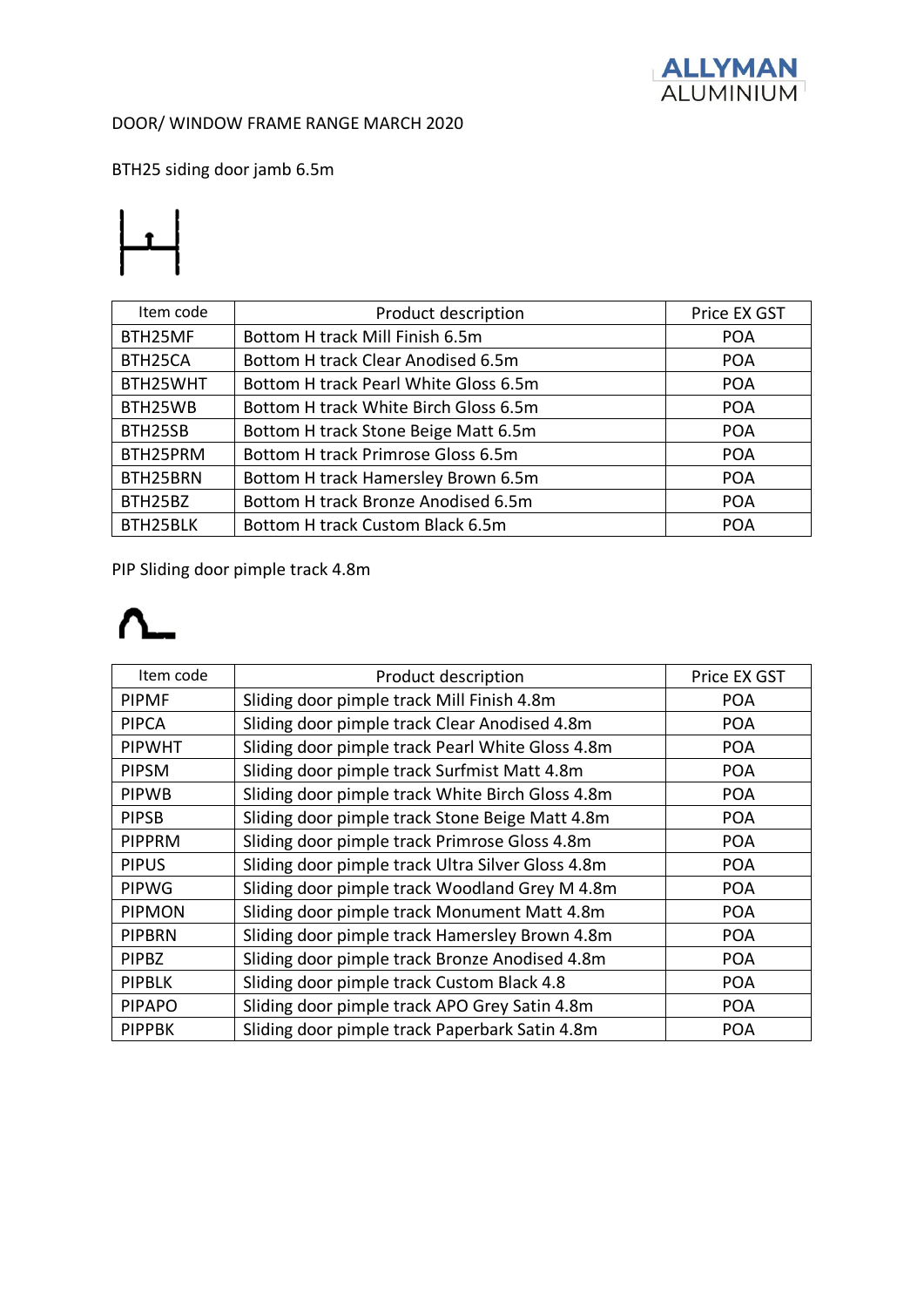DOOR/ WINDOW FRAME RANGE MARCH 2020

BTH25 siding door jamb 6.5m

| Item code | Product description | Price EX GST |
| --- | --- | --- |
| BTH25MF | Bottom H track Mill Finish 6.5m | POA |
| BTH25CA | Bottom H track Clear Anodised 6.5m | POA |
| BTH25WHT | Bottom H track Pearl White Gloss 6.5m | POA |
| BTH25WB | Bottom H track White Birch Gloss 6.5m | POA |
| BTH25SB | Bottom H track Stone Beige Matt 6.5m | POA |
| BTH25PRM | Bottom H track Primrose Gloss 6.5m | POA |
| BTH25BRN | Bottom H track Hamersley Brown 6.5m | POA |
| BTH25BZ | Bottom H track Bronze Anodised 6.5m | POA |
| BTH25BLK | Bottom H track Custom Black 6.5m | POA |

PIP Sliding door pimple track 4.8m

| Item code | Product description | Price EX GST |
| --- | --- | --- |
| PIPMF | Sliding door pimple track Mill Finish 4.8m | POA |
| PIPCA | Sliding door pimple track Clear Anodised 4.8m | POA |
| PIPWHT | Sliding door pimple track Pearl White Gloss 4.8m | POA |
| PIPSM | Sliding door pimple track Surfmist Matt 4.8m | POA |
| PIPWB | Sliding door pimple track White Birch Gloss 4.8m | POA |
| PIPSB | Sliding door pimple track Stone Beige Matt 4.8m | POA |
| PIPPRM | Sliding door pimple track Primrose Gloss 4.8m | POA |
| PIPUS | Sliding door pimple track Ultra Silver Gloss 4.8m | POA |
| PIPWG | Sliding door pimple track Woodland Grey M 4.8m | POA |
| PIPMON | Sliding door pimple track Monument Matt 4.8m | POA |
| PIPBRN | Sliding door pimple track Hamersley Brown 4.8m | POA |
| PIPBZ | Sliding door pimple track Bronze Anodised 4.8m | POA |
| PIPBLK | Sliding door pimple track Custom Black 4.8 | POA |
| PIPAPO | Sliding door pimple track APO Grey Satin 4.8m | POA |
| PIPPBK | Sliding door pimple track Paperbark Satin 4.8m | POA |